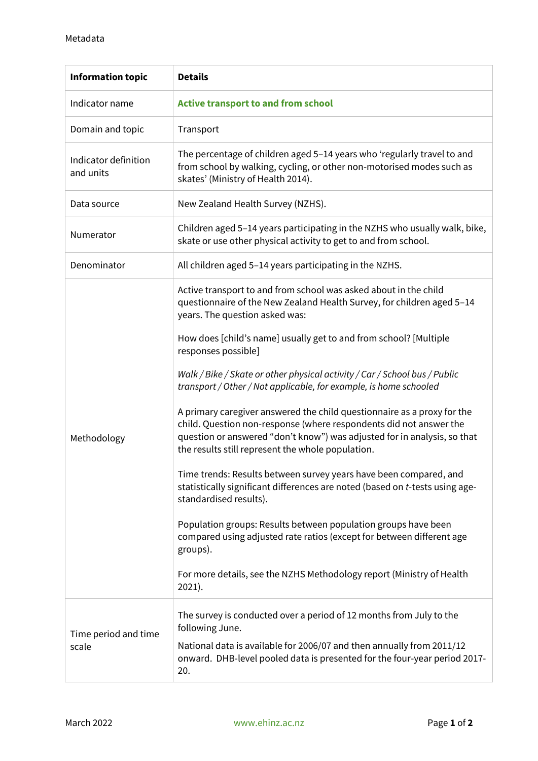Metadata

| Information topic | Details |
|---|---|
| Indicator name | **Active transport to and from school** |
| Domain and topic | Transport |
| Indicator definition and units | The percentage of children aged 5–14 years who 'regularly travel to and from school by walking, cycling, or other non-motorised modes such as skates' (Ministry of Health 2014). |
| Data source | New Zealand Health Survey (NZHS). |
| Numerator | Children aged 5–14 years participating in the NZHS who usually walk, bike, skate or use other physical activity to get to and from school. |
| Denominator | All children aged 5–14 years participating in the NZHS. |
| Methodology | Active transport to and from school was asked about in the child questionnaire of the New Zealand Health Survey, for children aged 5–14 years. The question asked was:<br><br>How does [child's name] usually get to and from school? [Multiple responses possible]<br><br>*Walk / Bike / Skate or other physical activity / Car / School bus / Public transport / Other / Not applicable, for example, is home schooled*<br><br>A primary caregiver answered the child questionnaire as a proxy for the child. Question non-response (where respondents did not answer the question or answered "don't know") was adjusted for in analysis, so that the results still represent the whole population.<br><br>Time trends: Results between survey years have been compared, and statistically significant differences are noted (based on *t*-tests using age-standardised results).<br><br>Population groups: Results between population groups have been compared using adjusted rate ratios (except for between different age groups).<br><br>For more details, see the NZHS Methodology report (Ministry of Health 2021). |
| Time period and time scale | The survey is conducted over a period of 12 months from July to the following June.<br><br>National data is available for 2006/07 and then annually from 2011/12 onward. DHB-level pooled data is presented for the four-year period 2017-20. |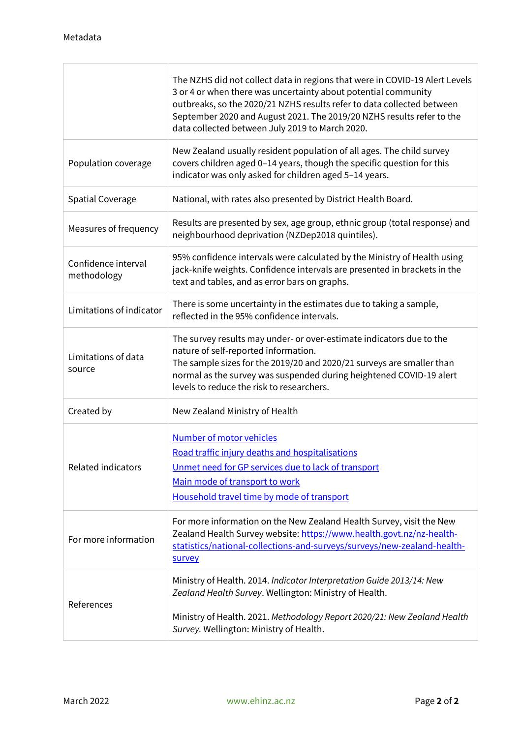Metadata

| | |
|---|---|
| | The NZHS did not collect data in regions that were in COVID-19 Alert Levels 3 or 4 or when there was uncertainty about potential community outbreaks, so the 2020/21 NZHS results refer to data collected between September 2020 and August 2021. The 2019/20 NZHS results refer to the data collected between July 2019 to March 2020. |
| Population coverage | New Zealand usually resident population of all ages. The child survey covers children aged 0–14 years, though the specific question for this indicator was only asked for children aged 5–14 years. |
| Spatial Coverage | National, with rates also presented by District Health Board. |
| Measures of frequency | Results are presented by sex, age group, ethnic group (total response) and neighbourhood deprivation (NZDep2018 quintiles). |
| Confidence interval methodology | 95% confidence intervals were calculated by the Ministry of Health using jack-knife weights. Confidence intervals are presented in brackets in the text and tables, and as error bars on graphs. |
| Limitations of indicator | There is some uncertainty in the estimates due to taking a sample, reflected in the 95% confidence intervals. |
| Limitations of data source | The survey results may under- or over-estimate indicators due to the nature of self-reported information. The sample sizes for the 2019/20 and 2020/21 surveys are smaller than normal as the survey was suspended during heightened COVID-19 alert levels to reduce the risk to researchers. |
| Created by | New Zealand Ministry of Health |
| Related indicators | Number of motor vehicles<br>Road traffic injury deaths and hospitalisations<br>Unmet need for GP services due to lack of transport<br>Main mode of transport to work<br>Household travel time by mode of transport |
| For more information | For more information on the New Zealand Health Survey, visit the New Zealand Health Survey website: https://www.health.govt.nz/nz-health-statistics/national-collections-and-surveys/surveys/new-zealand-health-survey |
| References | Ministry of Health. 2014. *Indicator Interpretation Guide 2013/14: New Zealand Health Survey*. Wellington: Ministry of Health.<br><br>Ministry of Health. 2021. *Methodology Report 2020/21: New Zealand Health Survey.* Wellington: Ministry of Health. |

March 2022 www.ehinz.ac.nz